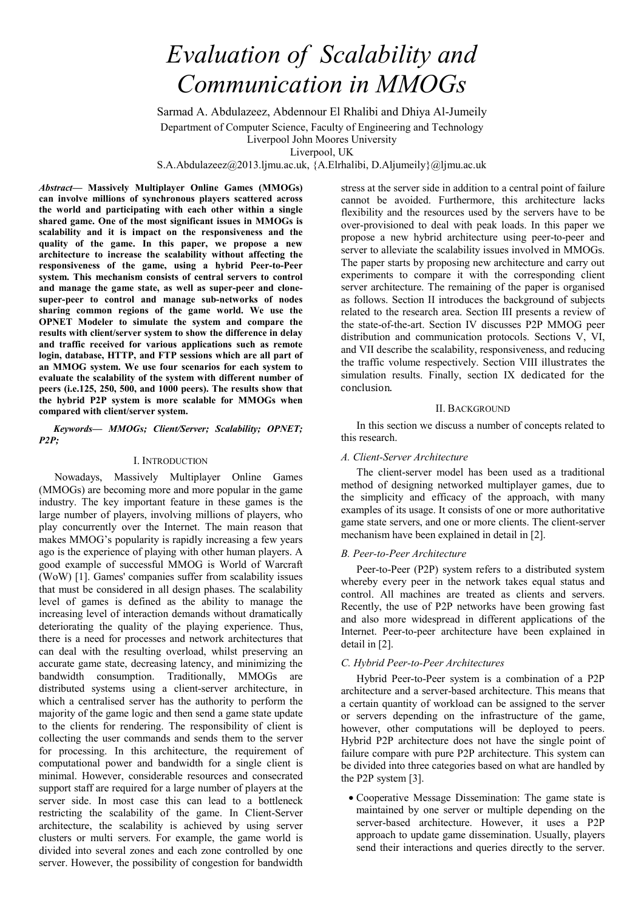# *Evaluation of Scalability and Communication in MMOGs*

Sarmad A. Abdulazeez, Abdennour El Rhalibi and Dhiya Al-Jumeily

Department of Computer Science, Faculty of Engineering and Technology
Liverpool John Moores University
Liverpool, UK
S.A.Abdulazeez@2013.ljmu.ac.uk, {A.Elrhalibi, D.Aljumeily}@ljmu.ac.uk

***Abstract*— Massively Multiplayer Online Games (MMOGs) can involve millions of synchronous players scattered across the world and participating with each other within a single shared game. One of the most significant issues in MMOGs is scalability and it is impact on the responsiveness and the quality of the game. In this paper, we propose a new architecture to increase the scalability without affecting the responsiveness of the game, using a hybrid Peer-to-Peer system. This mechanism consists of central servers to control and manage the game state, as well as super-peer and clone-super-peer to control and manage sub-networks of nodes sharing common regions of the game world. We use the OPNET Modeler to simulate the system and compare the results with client/server system to show the difference in delay and traffic received for various applications such as remote login, database, HTTP, and FTP sessions which are all part of an MMOG system. We use four scenarios for each system to evaluate the scalability of the system with different number of peers (i.e.125, 250, 500, and 1000 peers). The results show that the hybrid P2P system is more scalable for MMOGs when compared with client/server system.**

***Keywords*— *MMOGs; Client/Server; Scalability; OPNET; P2P;***

## I. Introduction

Nowadays, Massively Multiplayer Online Games (MMOGs) are becoming more and more popular in the game industry. The key important feature in these games is the large number of players, involving millions of players, who play concurrently over the Internet. The main reason that makes MMOG's popularity is rapidly increasing a few years ago is the experience of playing with other human players. A good example of successful MMOG is World of Warcraft (WoW) [1]. Games' companies suffer from scalability issues that must be considered in all design phases. The scalability level of games is defined as the ability to manage the increasing level of interaction demands without dramatically deteriorating the quality of the playing experience. Thus, there is a need for processes and network architectures that can deal with the resulting overload, whilst preserving an accurate game state, decreasing latency, and minimizing the bandwidth consumption. Traditionally, MMOGs are distributed systems using a client-server architecture, in which a centralised server has the authority to perform the majority of the game logic and then send a game state update to the clients for rendering. The responsibility of client is collecting the user commands and sends them to the server for processing. In this architecture, the requirement of computational power and bandwidth for a single client is minimal. However, considerable resources and consecrated support staff are required for a large number of players at the server side. In most case this can lead to a bottleneck restricting the scalability of the game. In Client-Server architecture, the scalability is achieved by using server clusters or multi servers. For example, the game world is divided into several zones and each zone controlled by one server. However, the possibility of congestion for bandwidth stress at the server side in addition to a central point of failure cannot be avoided. Furthermore, this architecture lacks flexibility and the resources used by the servers have to be over-provisioned to deal with peak loads. In this paper we propose a new hybrid architecture using peer-to-peer and server to alleviate the scalability issues involved in MMOGs. The paper starts by proposing new architecture and carry out experiments to compare it with the corresponding client server architecture. The remaining of the paper is organised as follows. Section II introduces the background of subjects related to the research area. Section III presents a review of the state-of-the-art. Section IV discusses P2P MMOG peer distribution and communication protocols. Sections V, VI, and VII describe the scalability, responsiveness, and reducing the traffic volume respectively. Section VIII illustrates the simulation results. Finally, section IX dedicated for the conclusion.

## II. Background

In this section we discuss a number of concepts related to this research.

### *A. Client-Server Architecture*

The client-server model has been used as a traditional method of designing networked multiplayer games, due to the simplicity and efficacy of the approach, with many examples of its usage. It consists of one or more authoritative game state servers, and one or more clients. The client-server mechanism have been explained in detail in [2].

### *B. Peer-to-Peer Architecture*

Peer-to-Peer (P2P) system refers to a distributed system whereby every peer in the network takes equal status and control. All machines are treated as clients and servers. Recently, the use of P2P networks have been growing fast and also more widespread in different applications of the Internet. Peer-to-peer architecture have been explained in detail in [2].

### *C. Hybrid Peer-to-Peer Architectures*

Hybrid Peer-to-Peer system is a combination of a P2P architecture and a server-based architecture. This means that a certain quantity of workload can be assigned to the server or servers depending on the infrastructure of the game, however, other computations will be deployed to peers. Hybrid P2P architecture does not have the single point of failure compare with pure P2P architecture. This system can be divided into three categories based on what are handled by the P2P system [3].

- Cooperative Message Dissemination: The game state is maintained by one server or multiple depending on the server-based architecture. However, it uses a P2P approach to update game dissemination. Usually, players send their interactions and queries directly to the server.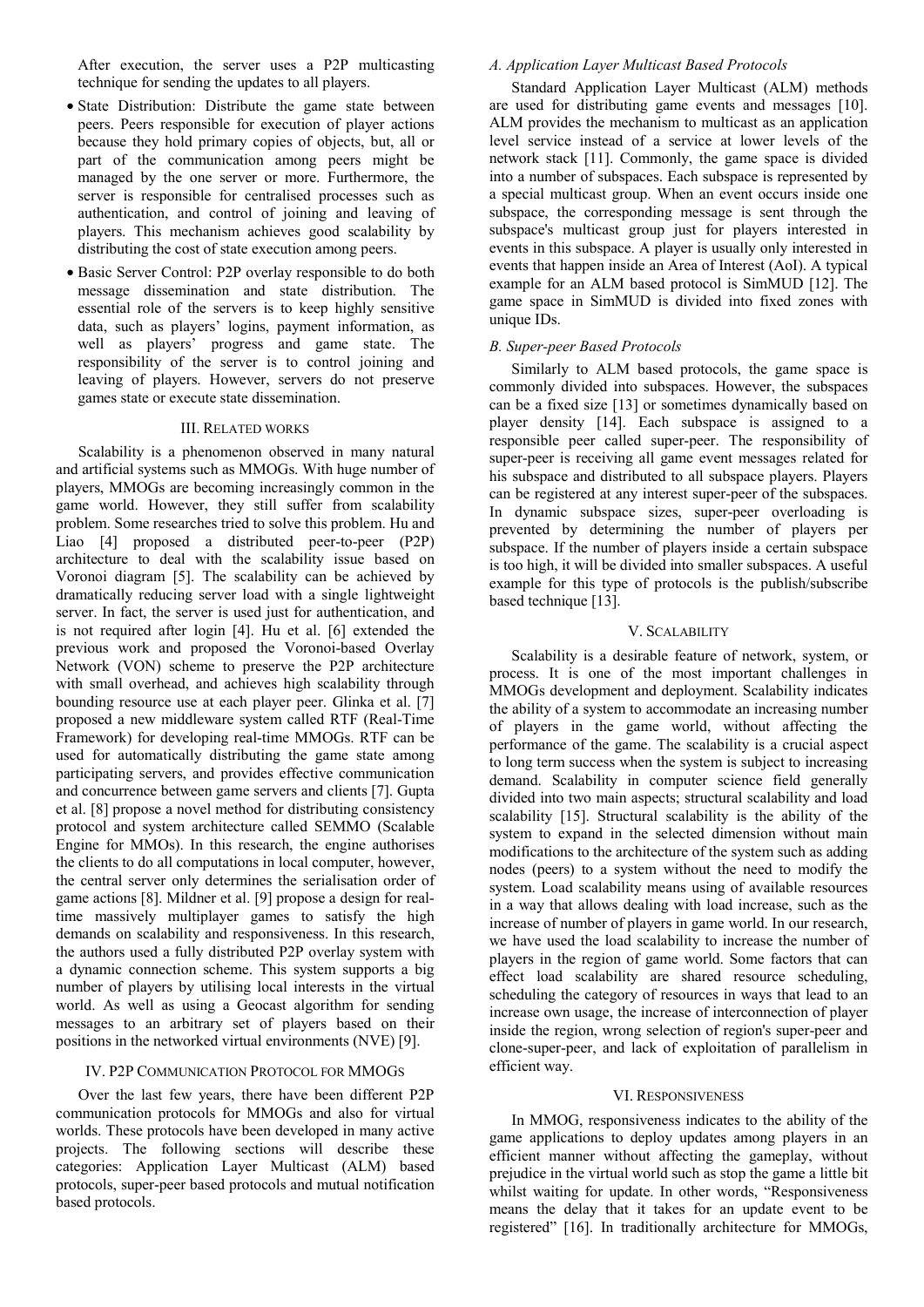After execution, the server uses a P2P multicasting technique for sending the updates to all players.

- State Distribution: Distribute the game state between peers. Peers responsible for execution of player actions because they hold primary copies of objects, but, all or part of the communication among peers might be managed by the one server or more. Furthermore, the server is responsible for centralised processes such as authentication, and control of joining and leaving of players. This mechanism achieves good scalability by distributing the cost of state execution among peers.
- Basic Server Control: P2P overlay responsible to do both message dissemination and state distribution. The essential role of the servers is to keep highly sensitive data, such as players' logins, payment information, as well as players' progress and game state. The responsibility of the server is to control joining and leaving of players. However, servers do not preserve games state or execute state dissemination.

## III. Related works

Scalability is a phenomenon observed in many natural and artificial systems such as MMOGs. With huge number of players, MMOGs are becoming increasingly common in the game world. However, they still suffer from scalability problem. Some researches tried to solve this problem. Hu and Liao [4] proposed a distributed peer-to-peer (P2P) architecture to deal with the scalability issue based on Voronoi diagram [5]. The scalability can be achieved by dramatically reducing server load with a single lightweight server. In fact, the server is used just for authentication, and is not required after login [4]. Hu et al. [6] extended the previous work and proposed the Voronoi-based Overlay Network (VON) scheme to preserve the P2P architecture with small overhead, and achieves high scalability through bounding resource use at each player peer. Glinka et al. [7] proposed a new middleware system called RTF (Real-Time Framework) for developing real-time MMOGs. RTF can be used for automatically distributing the game state among participating servers, and provides effective communication and concurrence between game servers and clients [7]. Gupta et al. [8] propose a novel method for distributing consistency protocol and system architecture called SEMMO (Scalable Engine for MMOs). In this research, the engine authorises the clients to do all computations in local computer, however, the central server only determines the serialisation order of game actions [8]. Mildner et al. [9] propose a design for real-time massively multiplayer games to satisfy the high demands on scalability and responsiveness. In this research, the authors used a fully distributed P2P overlay system with a dynamic connection scheme. This system supports a big number of players by utilising local interests in the virtual world. As well as using a Geocast algorithm for sending messages to an arbitrary set of players based on their positions in the networked virtual environments (NVE) [9].

## IV. P2P Communication Protocol for MMOGs

Over the last few years, there have been different P2P communication protocols for MMOGs and also for virtual worlds. These protocols have been developed in many active projects. The following sections will describe these categories: Application Layer Multicast (ALM) based protocols, super-peer based protocols and mutual notification based protocols.

### *A. Application Layer Multicast Based Protocols*

Standard Application Layer Multicast (ALM) methods are used for distributing game events and messages [10]. ALM provides the mechanism to multicast as an application level service instead of a service at lower levels of the network stack [11]. Commonly, the game space is divided into a number of subspaces. Each subspace is represented by a special multicast group. When an event occurs inside one subspace, the corresponding message is sent through the subspace's multicast group just for players interested in events in this subspace. A player is usually only interested in events that happen inside an Area of Interest (AoI). A typical example for an ALM based protocol is SimMUD [12]. The game space in SimMUD is divided into fixed zones with unique IDs.

### *B. Super-peer Based Protocols*

Similarly to ALM based protocols, the game space is commonly divided into subspaces. However, the subspaces can be a fixed size [13] or sometimes dynamically based on player density [14]. Each subspace is assigned to a responsible peer called super-peer. The responsibility of super-peer is receiving all game event messages related for his subspace and distributed to all subspace players. Players can be registered at any interest super-peer of the subspaces. In dynamic subspace sizes, super-peer overloading is prevented by determining the number of players per subspace. If the number of players inside a certain subspace is too high, it will be divided into smaller subspaces. A useful example for this type of protocols is the publish/subscribe based technique [13].

## V. Scalability

Scalability is a desirable feature of network, system, or process. It is one of the most important challenges in MMOGs development and deployment. Scalability indicates the ability of a system to accommodate an increasing number of players in the game world, without affecting the performance of the game. The scalability is a crucial aspect to long term success when the system is subject to increasing demand. Scalability in computer science field generally divided into two main aspects; structural scalability and load scalability [15]. Structural scalability is the ability of the system to expand in the selected dimension without main modifications to the architecture of the system such as adding nodes (peers) to a system without the need to modify the system. Load scalability means using of available resources in a way that allows dealing with load increase, such as the increase of number of players in game world. In our research, we have used the load scalability to increase the number of players in the region of game world. Some factors that can effect load scalability are shared resource scheduling, scheduling the category of resources in ways that lead to an increase own usage, the increase of interconnection of player inside the region, wrong selection of region's super-peer and clone-super-peer, and lack of exploitation of parallelism in efficient way.

## VI. Responsiveness

In MMOG, responsiveness indicates to the ability of the game applications to deploy updates among players in an efficient manner without affecting the gameplay, without prejudice in the virtual world such as stop the game a little bit whilst waiting for update. In other words, "Responsiveness means the delay that it takes for an update event to be registered" [16]. In traditionally architecture for MMOGs,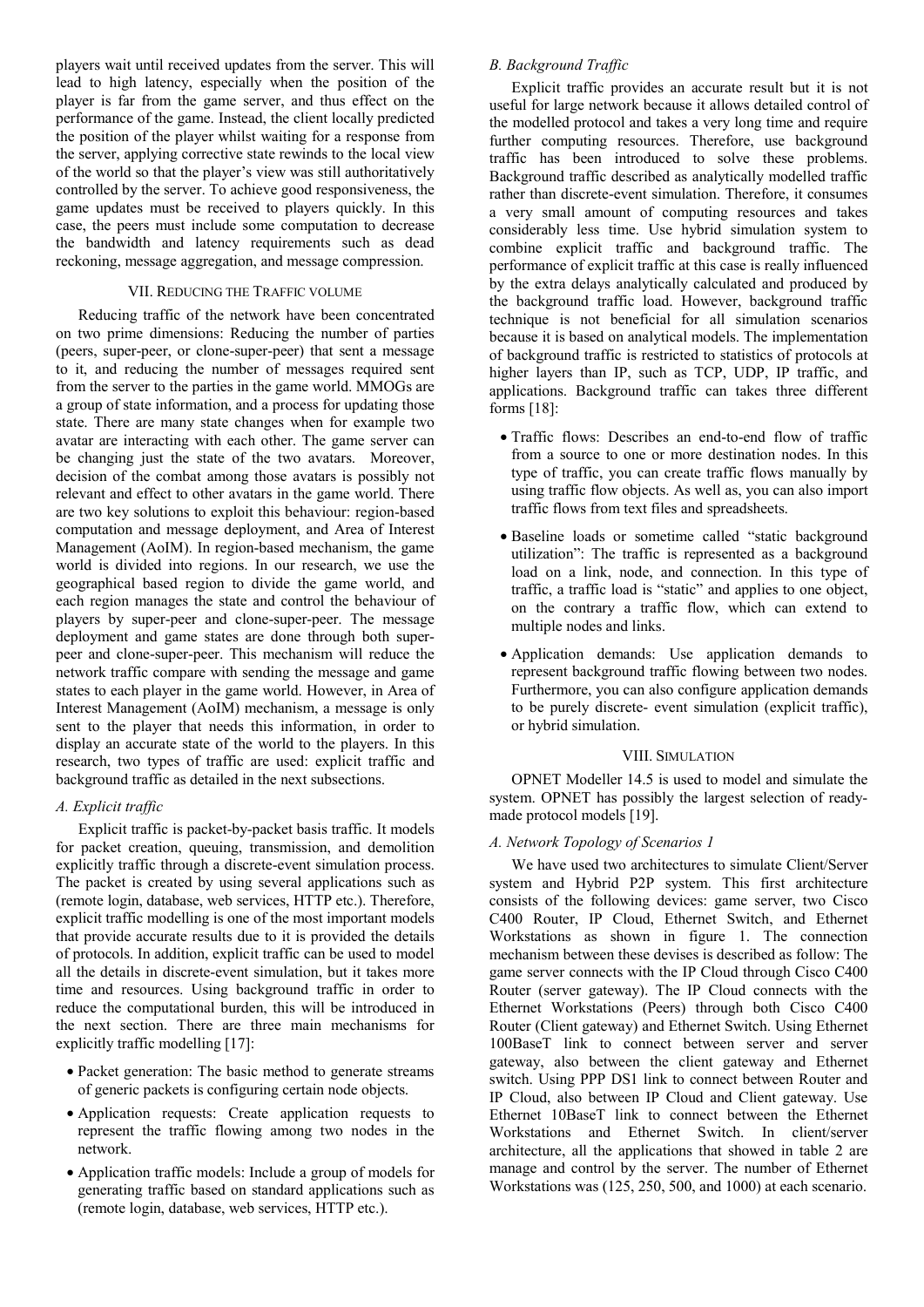players wait until received updates from the server. This will lead to high latency, especially when the position of the player is far from the game server, and thus effect on the performance of the game. Instead, the client locally predicted the position of the player whilst waiting for a response from the server, applying corrective state rewinds to the local view of the world so that the player's view was still authoritatively controlled by the server. To achieve good responsiveness, the game updates must be received to players quickly. In this case, the peers must include some computation to decrease the bandwidth and latency requirements such as dead reckoning, message aggregation, and message compression.

## VII. Reducing the Traffic volume

Reducing traffic of the network have been concentrated on two prime dimensions: Reducing the number of parties (peers, super-peer, or clone-super-peer) that sent a message to it, and reducing the number of messages required sent from the server to the parties in the game world. MMOGs are a group of state information, and a process for updating those state. There are many state changes when for example two avatar are interacting with each other. The game server can be changing just the state of the two avatars. Moreover, decision of the combat among those avatars is possibly not relevant and effect to other avatars in the game world. There are two key solutions to exploit this behaviour: region-based computation and message deployment, and Area of Interest Management (AoIM). In region-based mechanism, the game world is divided into regions. In our research, we use the geographical based region to divide the game world, and each region manages the state and control the behaviour of players by super-peer and clone-super-peer. The message deployment and game states are done through both super-peer and clone-super-peer. This mechanism will reduce the network traffic compare with sending the message and game states to each player in the game world. However, in Area of Interest Management (AoIM) mechanism, a message is only sent to the player that needs this information, in order to display an accurate state of the world to the players. In this research, two types of traffic are used: explicit traffic and background traffic as detailed in the next subsections.

### *A. Explicit traffic*

Explicit traffic is packet-by-packet basis traffic. It models for packet creation, queuing, transmission, and demolition explicitly traffic through a discrete-event simulation process. The packet is created by using several applications such as (remote login, database, web services, HTTP etc.). Therefore, explicit traffic modelling is one of the most important models that provide accurate results due to it is provided the details of protocols. In addition, explicit traffic can be used to model all the details in discrete-event simulation, but it takes more time and resources. Using background traffic in order to reduce the computational burden, this will be introduced in the next section. There are three main mechanisms for explicitly traffic modelling [17]:

- Packet generation: The basic method to generate streams of generic packets is configuring certain node objects.
- Application requests: Create application requests to represent the traffic flowing among two nodes in the network.
- Application traffic models: Include a group of models for generating traffic based on standard applications such as (remote login, database, web services, HTTP etc.).

### *B. Background Traffic*

Explicit traffic provides an accurate result but it is not useful for large network because it allows detailed control of the modelled protocol and takes a very long time and require further computing resources. Therefore, use background traffic has been introduced to solve these problems. Background traffic described as analytically modelled traffic rather than discrete-event simulation. Therefore, it consumes a very small amount of computing resources and takes considerably less time. Use hybrid simulation system to combine explicit traffic and background traffic. The performance of explicit traffic at this case is really influenced by the extra delays analytically calculated and produced by the background traffic load. However, background traffic technique is not beneficial for all simulation scenarios because it is based on analytical models. The implementation of background traffic is restricted to statistics of protocols at higher layers than IP, such as TCP, UDP, IP traffic, and applications. Background traffic can takes three different forms [18]:

- Traffic flows: Describes an end-to-end flow of traffic from a source to one or more destination nodes. In this type of traffic, you can create traffic flows manually by using traffic flow objects. As well as, you can also import traffic flows from text files and spreadsheets.
- Baseline loads or sometime called "static background utilization": The traffic is represented as a background load on a link, node, and connection. In this type of traffic, a traffic load is "static" and applies to one object, on the contrary a traffic flow, which can extend to multiple nodes and links.
- Application demands: Use application demands to represent background traffic flowing between two nodes. Furthermore, you can also configure application demands to be purely discrete- event simulation (explicit traffic), or hybrid simulation.

## VIII. Simulation

OPNET Modeller 14.5 is used to model and simulate the system. OPNET has possibly the largest selection of ready-made protocol models [19].

### *A. Network Topology of Scenarios 1*

We have used two architectures to simulate Client/Server system and Hybrid P2P system. This first architecture consists of the following devices: game server, two Cisco C400 Router, IP Cloud, Ethernet Switch, and Ethernet Workstations as shown in figure 1. The connection mechanism between these devises is described as follow: The game server connects with the IP Cloud through Cisco C400 Router (server gateway). The IP Cloud connects with the Ethernet Workstations (Peers) through both Cisco C400 Router (Client gateway) and Ethernet Switch. Using Ethernet 100BaseT link to connect between server and server gateway, also between the client gateway and Ethernet switch. Using PPP DS1 link to connect between Router and IP Cloud, also between IP Cloud and Client gateway. Use Ethernet 10BaseT link to connect between the Ethernet Workstations and Ethernet Switch. In client/server architecture, all the applications that showed in table 2 are manage and control by the server. The number of Ethernet Workstations was (125, 250, 500, and 1000) at each scenario.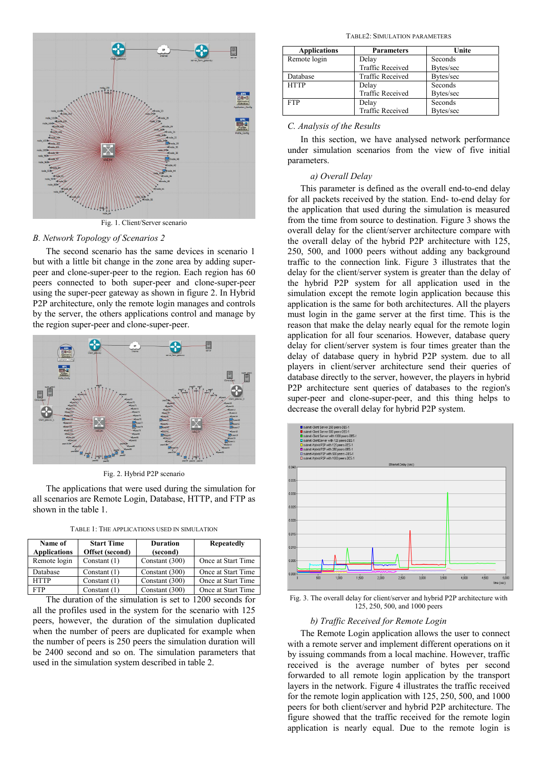Fig. 1. Client/Server scenario

### B. Network Topology of Scenarios 2

The second scenario has the same devices in scenario 1 but with a little bit change in the zone area by adding super-peer and clone-super-peer to the region. Each region has 60 peers connected to both super-peer and clone-super-peer using the super-peer gateway as shown in figure 2. In Hybrid P2P architecture, only the remote login manages and controls by the server, the others applications control and manage by the region super-peer and clone-super-peer.

Fig. 2. Hybrid P2P scenario

The applications that were used during the simulation for all scenarios are Remote Login, Database, HTTP, and FTP as shown in the table 1.

TABLE 1: THE APPLICATIONS USED IN SIMULATION

| Name of Applications | Start Time Offset (second) | Duration (second) | Repeatedly |
|---|---|---|---|
| Remote login | Constant (1) | Constant (300) | Once at Start Time |
| Database | Constant (1) | Constant (300) | Once at Start Time |
| HTTP | Constant (1) | Constant (300) | Once at Start Time |
| FTP | Constant (1) | Constant (300) | Once at Start Time |

The duration of the simulation is set to 1200 seconds for all the profiles used in the system for the scenario with 125 peers, however, the duration of the simulation duplicated when the number of peers is duplicated for example when the number of peers is 250 peers the simulation duration will be 2400 second and so on. The simulation parameters that used in the simulation system described in table 2.

TABLE2: SIMULATION PARAMETERS

| Applications | Parameters | Unite |
|---|---|---|
| Remote login | Delay<br>Traffic Received | Seconds<br>Bytes/sec |
| Database | Traffic Received | Bytes/sec |
| HTTP | Delay<br>Traffic Received | Seconds<br>Bytes/sec |
| FTP | Delay<br>Traffic Received | Seconds<br>Bytes/sec |

### C. Analysis of the Results

In this section, we have analysed network performance under simulation scenarios from the view of five initial parameters.

#### a) Overall Delay

This parameter is defined as the overall end-to-end delay for all packets received by the station. End- to-end delay for the application that used during the simulation is measured from the time from source to destination. Figure 3 shows the overall delay for the client/server architecture compare with the overall delay of the hybrid P2P architecture with 125, 250, 500, and 1000 peers without adding any background traffic to the connection link. Figure 3 illustrates that the delay for the client/server system is greater than the delay of the hybrid P2P system for all application used in the simulation except the remote login application because this application is the same for both architectures. All the players must login in the game server at the first time. This is the reason that make the delay nearly equal for the remote login application for all four scenarios. However, database query delay for client/server system is four times greater than the delay of database query in hybrid P2P system. due to all players in client/server architecture send their queries of database directly to the server, however, the players in hybrid P2P architecture sent queries of databases to the region's super-peer and clone-super-peer, and this thing helps to decrease the overall delay for hybrid P2P system.

Fig. 3. The overall delay for client/server and hybrid P2P architecture with 125, 250, 500, and 1000 peers

#### b) Traffic Received for Remote Login

The Remote Login application allows the user to connect with a remote server and implement different operations on it by issuing commands from a local machine. However, traffic received is the average number of bytes per second forwarded to all remote login application by the transport layers in the network. Figure 4 illustrates the traffic received for the remote login application with 125, 250, 500, and 1000 peers for both client/server and hybrid P2P architecture. The figure showed that the traffic received for the remote login application is nearly equal. Due to the remote login is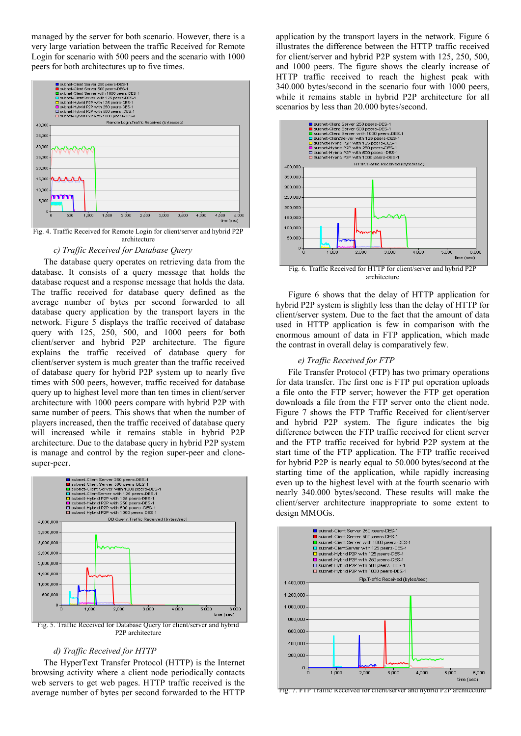managed by the server for both scenario. However, there is a very large variation between the traffic Received for Remote Login for scenario with 500 peers and the scenario with 1000 peers for both architectures up to five times.

Fig. 4. Traffic Received for Remote Login for client/server and hybrid P2P architecture

*c) Traffic Received for Database Query*

The database query operates on retrieving data from the database. It consists of a query message that holds the database request and a response message that holds the data. The traffic received for database query defined as the average number of bytes per second forwarded to all database query application by the transport layers in the network. Figure 5 displays the traffic received of database query with 125, 250, 500, and 1000 peers for both client/server and hybrid P2P architecture. The figure explains the traffic received of database query for client/server system is much greater than the traffic received of database query for hybrid P2P system up to nearly five times with 500 peers, however, traffic received for database query up to highest level more than ten times in client/server architecture with 1000 peers compare with hybrid P2P with same number of peers. This shows that when the number of players increased, then the traffic received of database query will increased while it remains stable in hybrid P2P architecture. Due to the database query in hybrid P2P system is manage and control by the region super-peer and clone-super-peer.

Fig. 5. Traffic Received for Database Query for client/server and hybrid P2P architecture

*d) Traffic Received for HTTP*

The HyperText Transfer Protocol (HTTP) is the Internet browsing activity where a client node periodically contacts web servers to get web pages. HTTP traffic received is the average number of bytes per second forwarded to the HTTP application by the transport layers in the network. Figure 6 illustrates the difference between the HTTP traffic received for client/server and hybrid P2P system with 125, 250, 500, and 1000 peers. The figure shows the clearly increase of HTTP traffic received to reach the highest peak with 340.000 bytes/second in the scenario four with 1000 peers, while it remains stable in hybrid P2P architecture for all scenarios by less than 20.000 bytes/second.

Fig. 6. Traffic Received for HTTP for client/server and hybrid P2P architecture

Figure 6 shows that the delay of HTTP application for hybrid P2P system is slightly less than the delay of HTTP for client/server system. Due to the fact that the amount of data used in HTTP application is few in comparison with the enormous amount of data in FTP application, which made the contrast in overall delay is comparatively few.

*e) Traffic Received for FTP*

File Transfer Protocol (FTP) has two primary operations for data transfer. The first one is FTP put operation uploads a file onto the FTP server; however the FTP get operation downloads a file from the FTP server onto the client node. Figure 7 shows the FTP Traffic Received for client/server and hybrid P2P system. The figure indicates the big difference between the FTP traffic received for client server and the FTP traffic received for hybrid P2P system at the start time of the FTP application. The FTP traffic received for hybrid P2P is nearly equal to 50.000 bytes/second at the starting time of the application, while rapidly increasing even up to the highest level with at the fourth scenario with nearly 340.000 bytes/second. These results will make the client/server architecture inappropriate to some extent to design MMOGs.

Fig. 7. FTP Traffic Received for client/server and hybrid P2P architecture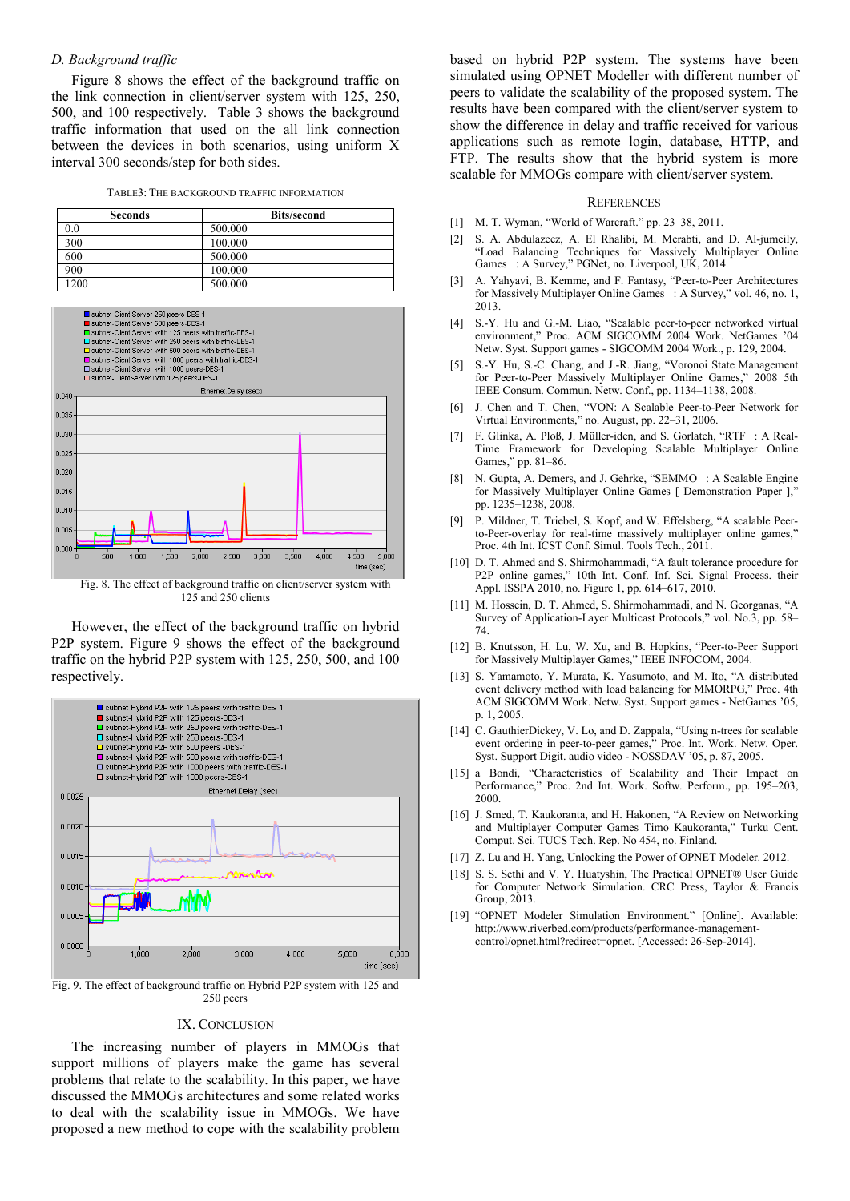### D. Background traffic

Figure 8 shows the effect of the background traffic on the link connection in client/server system with 125, 250, 500, and 100 respectively. Table 3 shows the background traffic information that used on the all link connection between the devices in both scenarios, using uniform X interval 300 seconds/step for both sides.

TABLE3: THE BACKGROUND TRAFFIC INFORMATION

| Seconds | Bits/second |
|---|---|
| 0.0 | 500.000 |
| 300 | 100.000 |
| 600 | 500.000 |
| 900 | 100.000 |
| 1200 | 500.000 |

subnet-Client Server 250 peers-DES-1
subnet-Client Server 500 peers-DES-1
subnet-Client Server with 125 peers with traffic-DES-1
subnet-Client Server with 250 peers with traffic-DES-1
subnet-Client Server with 500 peers with traffic-DES-1
subnet-Client Server with 1000 peers with traffic-DES-1
subnet-Client Server with 1000 peers-DES-1
subnet-ClientServer with 125 peers-DES-1
Ethernet Delay (sec)
0.040
0.035
0.030
0.025
0.020
0.015
0.010
0.005
0.000
0 500 1,000 1,500 2,000 2,500 3,000 3,500 4,000 4,500 5,000
time (sec)

Fig. 8. The effect of background traffic on client/server system with 125 and 250 clients

However, the effect of the background traffic on hybrid P2P system. Figure 9 shows the effect of the background traffic on the hybrid P2P system with 125, 250, 500, and 100 respectively.

subnet-Hybrid P2P with 125 peers with traffic-DES-1
subnet-Hybrid P2P with 125 peers-DES-1
subnet-Hybrid P2P with 250 peers with traffic-DES-1
subnet-Hybrid P2P with 250 peers-DES-1
subnet-Hybrid P2P with 500 peers -DES-1
subnet-Hybrid P2P with 500 peers with traffic-DES-1
subnet-Hybrid P2P with 1000 peers with traffic-DES-1
subnet-Hybrid P2P with 1000 peers-DES-1
Ethernet Delay (sec)
0.0025
0.0020
0.0015
0.0010
0.0005
0.0000
0 1,000 2,000 3,000 4,000 5,000 6,000
time (sec)

Fig. 9. The effect of background traffic on Hybrid P2P system with 125 and 250 peers

## IX. CONCLUSION

The increasing number of players in MMOGs that support millions of players make the game has several problems that relate to the scalability. In this paper, we have discussed the MMOGs architectures and some related works to deal with the scalability issue in MMOGs. We have proposed a new method to cope with the scalability problem based on hybrid P2P system. The systems have been simulated using OPNET Modeller with different number of peers to validate the scalability of the proposed system. The results have been compared with the client/server system to show the difference in delay and traffic received for various applications such as remote login, database, HTTP, and FTP. The results show that the hybrid system is more scalable for MMOGs compare with client/server system.

## REFERENCES

[1] M. T. Wyman, "World of Warcraft." pp. 23–38, 2011.

[2] S. A. Abdulazeez, A. El Rhalibi, M. Merabti, and D. Al-jumeily, "Load Balancing Techniques for Massively Multiplayer Online Games : A Survey," PGNet, no. Liverpool, UK, 2014.

[3] A. Yahyavi, B. Kemme, and F. Fantasy, "Peer-to-Peer Architectures for Massively Multiplayer Online Games : A Survey," vol. 46, no. 1, 2013.

[4] S.-Y. Hu and G.-M. Liao, "Scalable peer-to-peer networked virtual environment," Proc. ACM SIGCOMM 2004 Work. NetGames '04 Netw. Syst. Support games - SIGCOMM 2004 Work., p. 129, 2004.

[5] S.-Y. Hu, S.-C. Chang, and J.-R. Jiang, "Voronoi State Management for Peer-to-Peer Massively Multiplayer Online Games," 2008 5th IEEE Consum. Commun. Netw. Conf., pp. 1134–1138, 2008.

[6] J. Chen and T. Chen, "VON: A Scalable Peer-to-Peer Network for Virtual Environments," no. August, pp. 22–31, 2006.

[7] F. Glinka, A. Ploß, J. Müller-iden, and S. Gorlatch, "RTF : A Real-Time Framework for Developing Scalable Multiplayer Online Games," pp. 81–86.

[8] N. Gupta, A. Demers, and J. Gehrke, "SEMMO : A Scalable Engine for Massively Multiplayer Online Games [ Demonstration Paper ]," pp. 1235–1238, 2008.

[9] P. Mildner, T. Triebel, S. Kopf, and W. Effelsberg, "A scalable Peer-to-Peer-overlay for real-time massively multiplayer online games," Proc. 4th Int. ICST Conf. Simul. Tools Tech., 2011.

[10] D. T. Ahmed and S. Shirmohammadi, "A fault tolerance procedure for P2P online games," 10th Int. Conf. Inf. Sci. Signal Process. their Appl. ISSPA 2010, no. Figure 1, pp. 614–617, 2010.

[11] M. Hossein, D. T. Ahmed, S. Shirmohammadi, and N. Georganas, "A Survey of Application-Layer Multicast Protocols," vol. No.3, pp. 58–74.

[12] B. Knutsson, H. Lu, W. Xu, and B. Hopkins, "Peer-to-Peer Support for Massively Multiplayer Games," IEEE INFOCOM, 2004.

[13] S. Yamamoto, Y. Murata, K. Yasumoto, and M. Ito, "A distributed event delivery method with load balancing for MMORPG," Proc. 4th ACM SIGCOMM Work. Netw. Syst. Support games - NetGames '05, p. 1, 2005.

[14] C. GauthierDickey, V. Lo, and D. Zappala, "Using n-trees for scalable event ordering in peer-to-peer games," Proc. Int. Work. Netw. Oper. Syst. Support Digit. audio video - NOSSDAV '05, p. 87, 2005.

[15] a Bondi, "Characteristics of Scalability and Their Impact on Performance," Proc. 2nd Int. Work. Softw. Perform., pp. 195–203, 2000.

[16] J. Smed, T. Kaukoranta, and H. Hakonen, "A Review on Networking and Multiplayer Computer Games Timo Kaukoranta," Turku Cent. Comput. Sci. TUCS Tech. Rep. No 454, no. Finland.

[17] Z. Lu and H. Yang, Unlocking the Power of OPNET Modeler. 2012.

[18] S. S. Sethi and V. Y. Huatyshin, The Practical OPNET® User Guide for Computer Network Simulation. CRC Press, Taylor & Francis Group, 2013.

[19] "OPNET Modeler Simulation Environment." [Online]. Available: http://www.riverbed.com/products/performance-management-control/opnet.html?redirect=opnet. [Accessed: 26-Sep-2014].